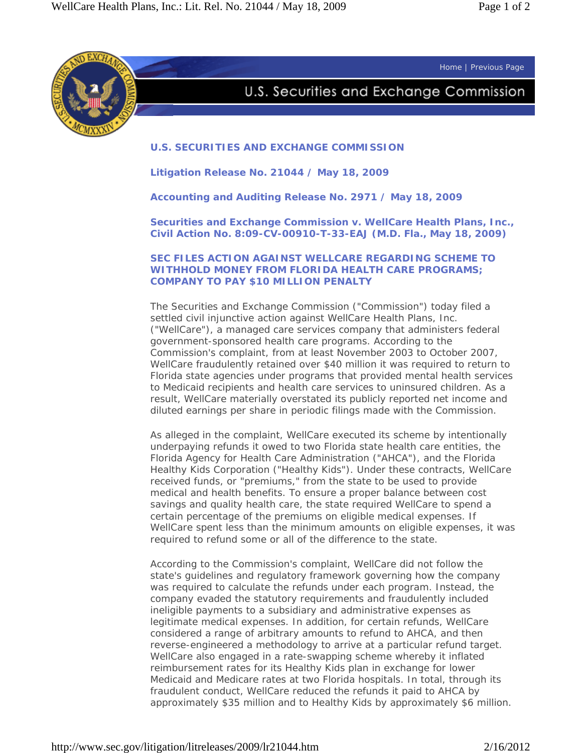U.S. Securities and Exchange Commission

## U.S. SECURITIES AND EXCHANGE COMMISSION

**Litigation Release No. 21044 / May 18, 2009**

**Accounting and Auditing Release No. 2971 / May 18, 2009**

**Securities and Exchange Commission v. WellCare Health Plans, Inc., Civil Action No. 8:09-CV-00910-T-33-EAJ (M.D. Fla., May 18, 2009)**

### SEC FILES ACTION AGAINST WELLCARE REGARDING SCHEME TO WITHHOLD MONEY FROM FLORIDA HEALTH CARE PROGRAMS; COMPANY TO PAY $10 MILLION PENALTY

The Securities and Exchange Commission ("Commission") today filed a settled civil injunctive action against WellCare Health Plans, Inc. ("WellCare"), a managed care services company that administers federal government-sponsored health care programs. According to the Commission's complaint, from at least November 2003 to October 2007, WellCare fraudulently retained over $40 million it was required to return to Florida state agencies under programs that provided mental health services to Medicaid recipients and health care services to uninsured children. As a result, WellCare materially overstated its publicly reported net income and diluted earnings per share in periodic filings made with the Commission.

As alleged in the complaint, WellCare executed its scheme by intentionally underpaying refunds it owed to two Florida state health care entities, the Florida Agency for Health Care Administration ("AHCA"), and the Florida Healthy Kids Corporation ("Healthy Kids"). Under these contracts, WellCare received funds, or "premiums," from the state to be used to provide medical and health benefits. To ensure a proper balance between cost savings and quality health care, the state required WellCare to spend a certain percentage of the premiums on eligible medical expenses. If WellCare spent less than the minimum amounts on eligible expenses, it was required to refund some or all of the difference to the state.

According to the Commission's complaint, WellCare did not follow the state's guidelines and regulatory framework governing how the company was required to calculate the refunds under each program. Instead, the company evaded the statutory requirements and fraudulently included ineligible payments to a subsidiary and administrative expenses as legitimate medical expenses. In addition, for certain refunds, WellCare considered a range of arbitrary amounts to refund to AHCA, and then reverse-engineered a methodology to arrive at a particular refund target. WellCare also engaged in a rate-swapping scheme whereby it inflated reimbursement rates for its Healthy Kids plan in exchange for lower Medicaid and Medicare rates at two Florida hospitals. In total, through its fraudulent conduct, WellCare reduced the refunds it paid to AHCA by approximately $35 million and to Healthy Kids by approximately $6 million.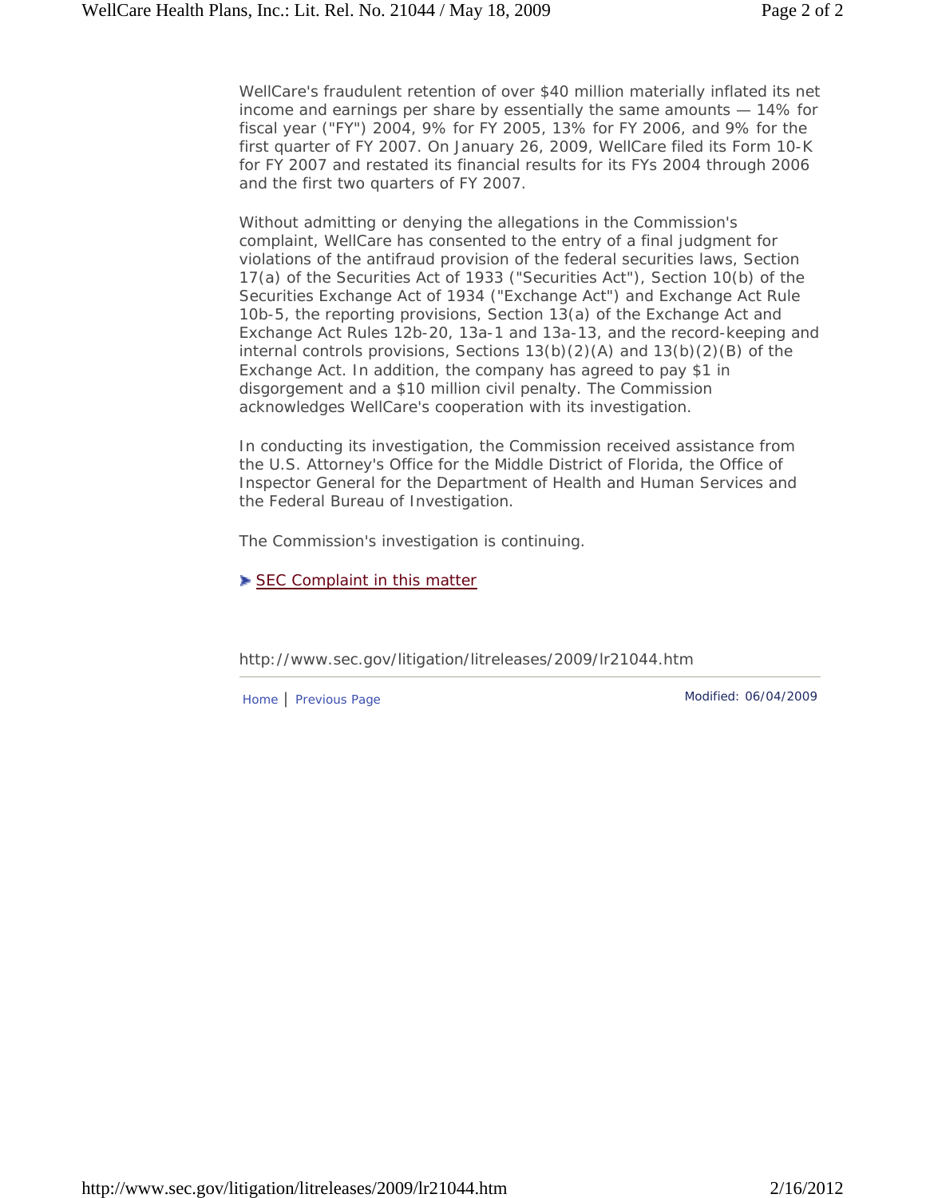WellCare's fraudulent retention of over $40 million materially inflated its net income and earnings per share by essentially the same amounts — 14% for fiscal year ("FY") 2004, 9% for FY 2005, 13% for FY 2006, and 9% for the first quarter of FY 2007. On January 26, 2009, WellCare filed its Form 10-K for FY 2007 and restated its financial results for its FYs 2004 through 2006 and the first two quarters of FY 2007.

Without admitting or denying the allegations in the Commission's complaint, WellCare has consented to the entry of a final judgment for violations of the antifraud provision of the federal securities laws, Section 17(a) of the Securities Act of 1933 ("Securities Act"), Section 10(b) of the Securities Exchange Act of 1934 ("Exchange Act") and Exchange Act Rule 10b-5, the reporting provisions, Section 13(a) of the Exchange Act and Exchange Act Rules 12b-20, 13a-1 and 13a-13, and the record-keeping and internal controls provisions, Sections 13(b)(2)(A) and 13(b)(2)(B) of the Exchange Act. In addition, the company has agreed to pay $1 in disgorgement and a $10 million civil penalty. The Commission acknowledges WellCare's cooperation with its investigation.

In conducting its investigation, the Commission received assistance from the U.S. Attorney's Office for the Middle District of Florida, the Office of Inspector General for the Department of Health and Human Services and the Federal Bureau of Investigation.

The Commission's investigation is continuing.

- SEC Complaint in this matter

http://www.sec.gov/litigation/litreleases/2009/lr21044.htm

Home | Previous Page

Modified: 06/04/2009